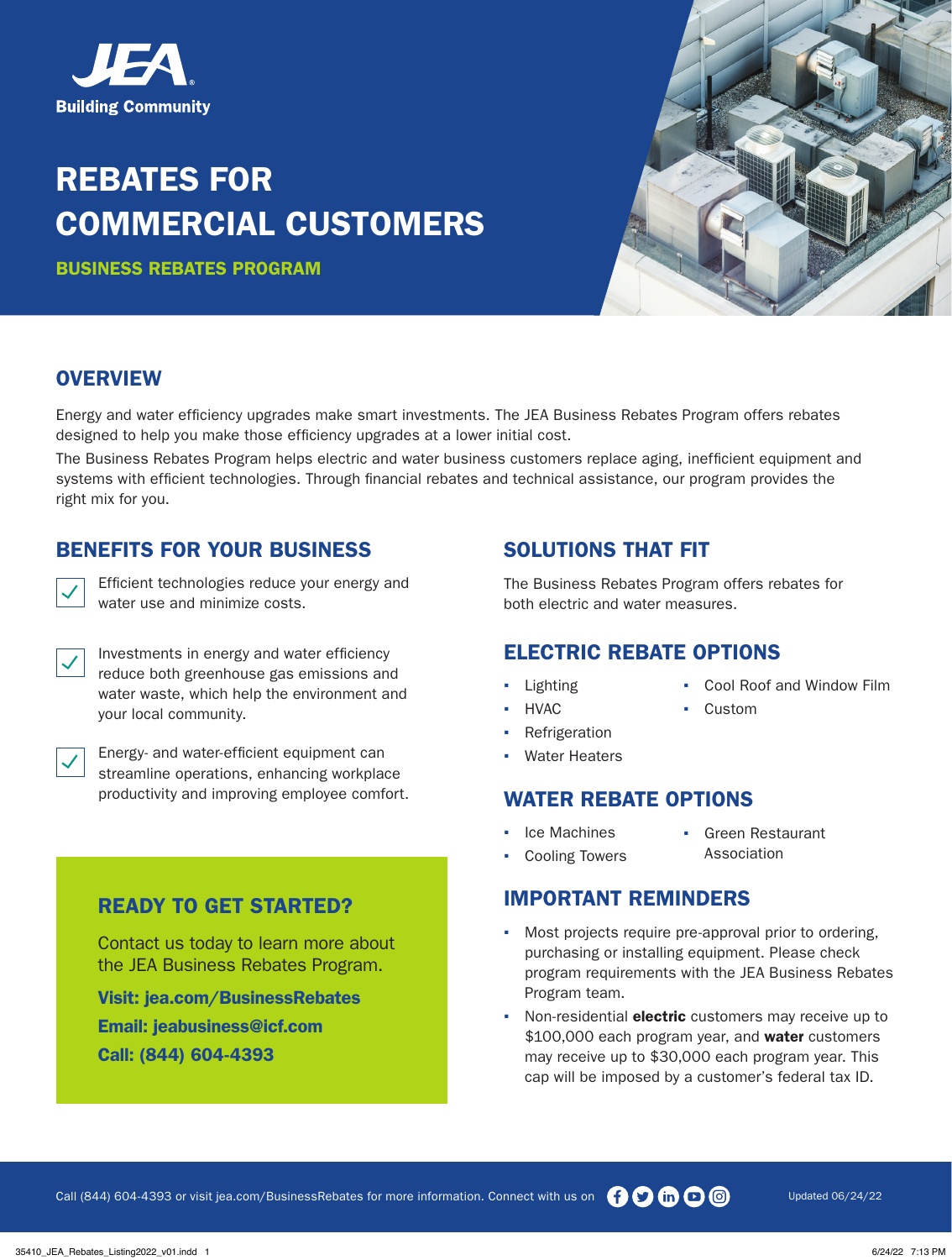JEA
Building Community

# REBATES FOR COMMERCIAL CUSTOMERS

**BUSINESS REBATES PROGRAM**

## OVERVIEW

Energy and water efficiency upgrades make smart investments. The JEA Business Rebates Program offers rebates designed to help you make those efficiency upgrades at a lower initial cost.

The Business Rebates Program helps electric and water business customers replace aging, inefficient equipment and systems with efficient technologies. Through financial rebates and technical assistance, our program provides the right mix for you.

## BENEFITS FOR YOUR BUSINESS

- Efficient technologies reduce your energy and water use and minimize costs.
- Investments in energy and water efficiency reduce both greenhouse gas emissions and water waste, which help the environment and your local community.
- Energy- and water-efficient equipment can streamline operations, enhancing workplace productivity and improving employee comfort.

### READY TO GET STARTED?

Contact us today to learn more about the JEA Business Rebates Program.

**Visit: jea.com/BusinessRebates**
**Email: jeabusiness@icf.com**
**Call: (844) 604-4393**

## SOLUTIONS THAT FIT

The Business Rebates Program offers rebates for both electric and water measures.

## ELECTRIC REBATE OPTIONS

- Lighting
- HVAC
- Refrigeration
- Water Heaters
- Cool Roof and Window Film
- Custom

## WATER REBATE OPTIONS

- Ice Machines
- Cooling Towers
- Green Restaurant Association

## IMPORTANT REMINDERS

- Most projects require pre-approval prior to ordering, purchasing or installing equipment. Please check program requirements with the JEA Business Rebates Program team.
- Non-residential **electric** customers may receive up to $100,000 each program year, and **water** customers may receive up to $30,000 each program year. This cap will be imposed by a customer's federal tax ID.

Call (844) 604-4393 or visit jea.com/BusinessRebates for more information. Connect with us on

Updated 06/24/22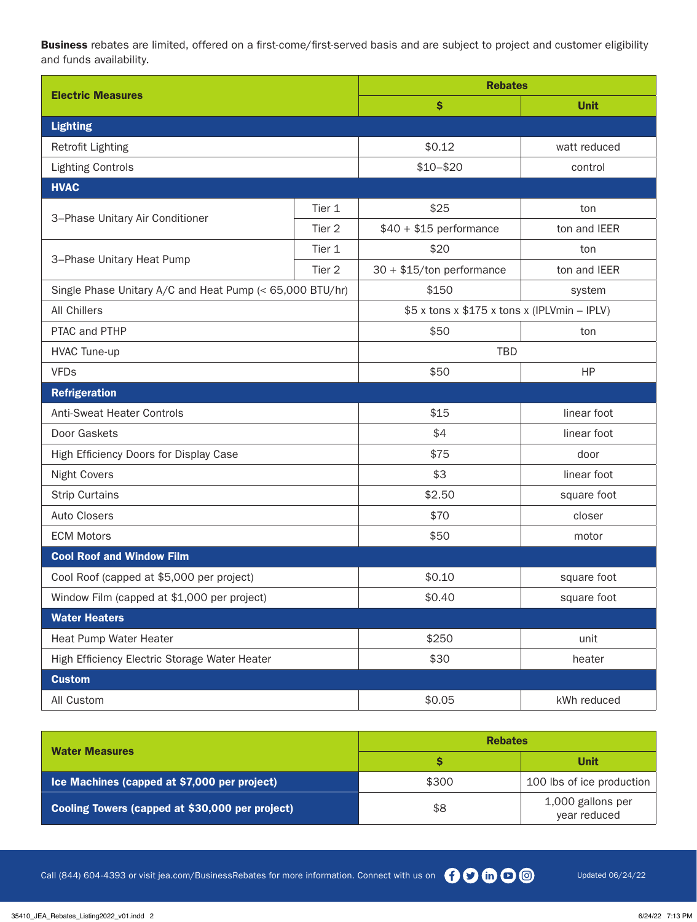**Business** rebates are limited, offered on a first-come/first-served basis and are subject to project and customer eligibility and funds availability.

| Electric Measures | | Rebates | |
|---|---|---|---|
| | | **$** | **Unit** |
| **Lighting** | | | |
| Retrofit Lighting | | $0.12 | watt reduced |
| Lighting Controls | | $10–$20 | control |
| **HVAC** | | | |
| 3–Phase Unitary Air Conditioner | Tier 1 | $25 | ton |
| | Tier 2 | $40 + $15 performance | ton and IEER |
| 3–Phase Unitary Heat Pump | Tier 1 | $20 | ton |
| | Tier 2 | 30 + $15/ton performance | ton and IEER |
| Single Phase Unitary A/C and Heat Pump (< 65,000 BTU/hr) | | $150 | system |
| All Chillers | | $5 x tons x $175 x tons x (IPLVmin – IPLV) | |
| PTAC and PTHP | | $50 | ton |
| HVAC Tune-up | | TBD | |
| VFDs | | $50 | HP |
| **Refrigeration** | | | |
| Anti-Sweat Heater Controls | | $15 | linear foot |
| Door Gaskets | | $4 | linear foot |
| High Efficiency Doors for Display Case | | $75 | door |
| Night Covers | | $3 | linear foot |
| Strip Curtains | | $2.50 | square foot |
| Auto Closers | | $70 | closer |
| ECM Motors | | $50 | motor |
| **Cool Roof and Window Film** | | | |
| Cool Roof (capped at $5,000 per project) | | $0.10 | square foot |
| Window Film (capped at $1,000 per project) | | $0.40 | square foot |
| **Water Heaters** | | | |
| Heat Pump Water Heater | | $250 | unit |
| High Efficiency Electric Storage Water Heater | | $30 | heater |
| **Custom** | | | |
| All Custom | | $0.05 | kWh reduced |

| Water Measures | Rebates | |
|---|---|---|
| | **$** | **Unit** |
| **Ice Machines (capped at $7,000 per project)** | $300 | 100 lbs of ice production |
| **Cooling Towers (capped at $30,000 per project)** | $8 | 1,000 gallons per year reduced |

Call (844) 604-4393 or visit jea.com/BusinessRebates for more information. Connect with us on

Updated 06/24/22